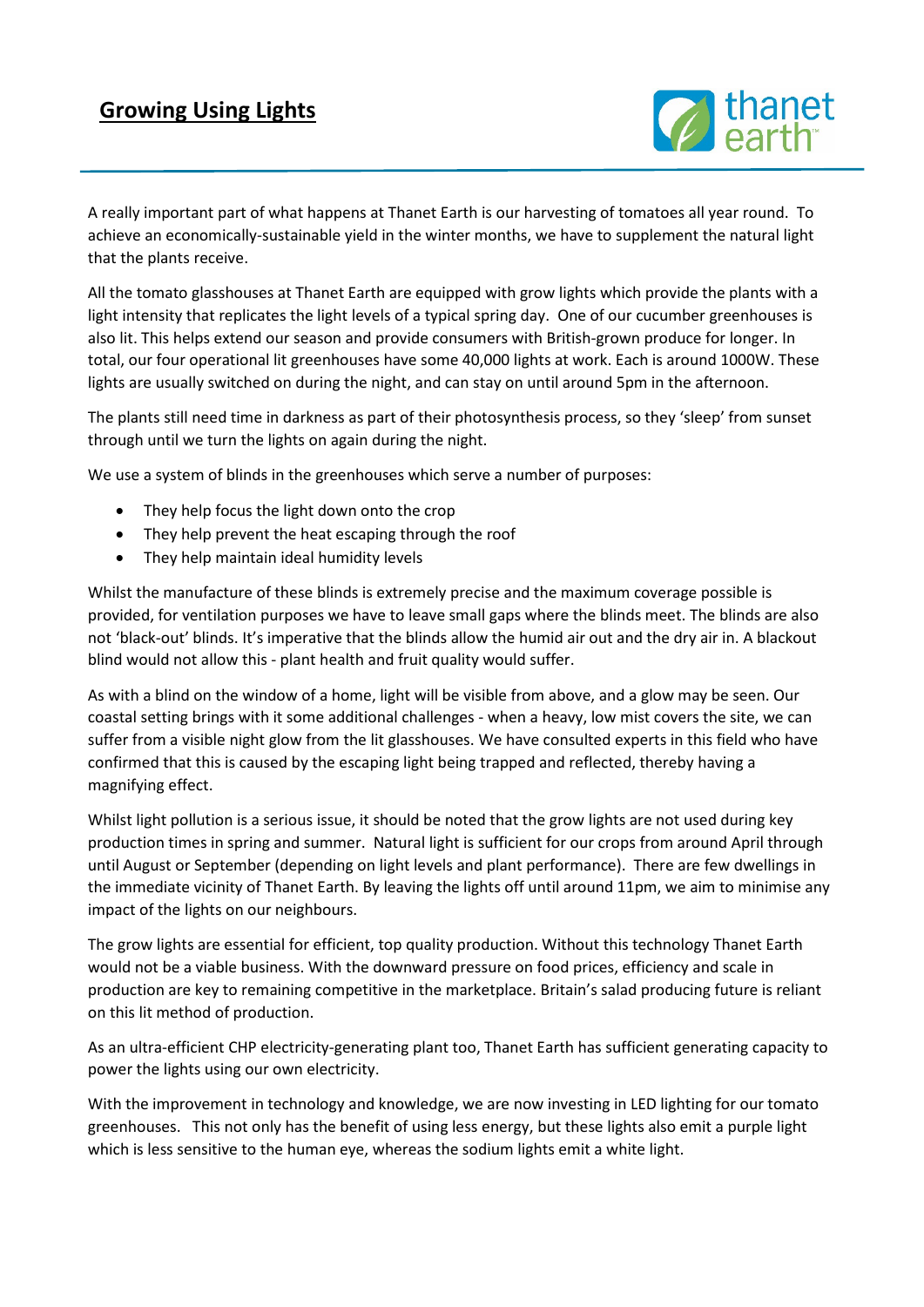# Growing Using Lights

A really important part of what happens at Thanet Earth is our harvesting of tomatoes all year round. To achieve an economically-sustainable yield in the winter months, we have to supplement the natural light that the plants receive.

All the tomato glasshouses at Thanet Earth are equipped with grow lights which provide the plants with a light intensity that replicates the light levels of a typical spring day. One of our cucumber greenhouses is also lit. This helps extend our season and provide consumers with British-grown produce for longer. In total, our four operational lit greenhouses have some 40,000 lights at work. Each is around 1000W. These lights are usually switched on during the night, and can stay on until around 5pm in the afternoon.

The plants still need time in darkness as part of their photosynthesis process, so they 'sleep' from sunset through until we turn the lights on again during the night.

We use a system of blinds in the greenhouses which serve a number of purposes:

- They help focus the light down onto the crop
- They help prevent the heat escaping through the roof
- They help maintain ideal humidity levels

Whilst the manufacture of these blinds is extremely precise and the maximum coverage possible is provided, for ventilation purposes we have to leave small gaps where the blinds meet. The blinds are also not 'black-out' blinds. It's imperative that the blinds allow the humid air out and the dry air in. A blackout blind would not allow this - plant health and fruit quality would suffer.

As with a blind on the window of a home, light will be visible from above, and a glow may be seen. Our coastal setting brings with it some additional challenges - when a heavy, low mist covers the site, we can suffer from a visible night glow from the lit glasshouses. We have consulted experts in this field who have confirmed that this is caused by the escaping light being trapped and reflected, thereby having a magnifying effect.

Whilst light pollution is a serious issue, it should be noted that the grow lights are not used during key production times in spring and summer. Natural light is sufficient for our crops from around April through until August or September (depending on light levels and plant performance). There are few dwellings in the immediate vicinity of Thanet Earth. By leaving the lights off until around 11pm, we aim to minimise any impact of the lights on our neighbours.

The grow lights are essential for efficient, top quality production. Without this technology Thanet Earth would not be a viable business. With the downward pressure on food prices, efficiency and scale in production are key to remaining competitive in the marketplace. Britain's salad producing future is reliant on this lit method of production.

As an ultra-efficient CHP electricity-generating plant too, Thanet Earth has sufficient generating capacity to power the lights using our own electricity.

With the improvement in technology and knowledge, we are now investing in LED lighting for our tomato greenhouses. This not only has the benefit of using less energy, but these lights also emit a purple light which is less sensitive to the human eye, whereas the sodium lights emit a white light.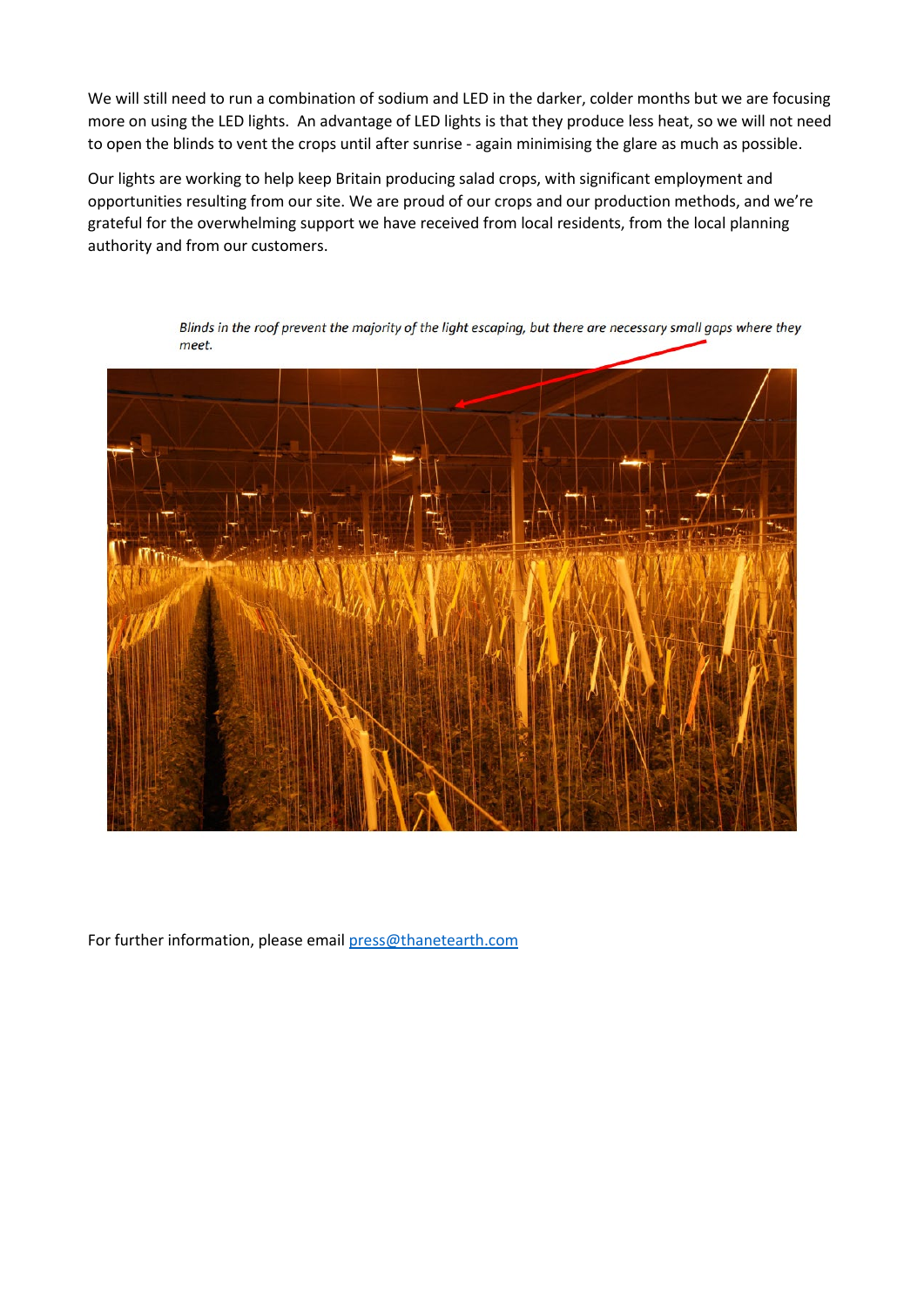We will still need to run a combination of sodium and LED in the darker, colder months but we are focusing more on using the LED lights. An advantage of LED lights is that they produce less heat, so we will not need to open the blinds to vent the crops until after sunrise - again minimising the glare as much as possible.

Our lights are working to help keep Britain producing salad crops, with significant employment and opportunities resulting from our site. We are proud of our crops and our production methods, and we're grateful for the overwhelming support we have received from local residents, from the local planning authority and from our customers.

*Blinds in the roof prevent the majority of the light escaping, but there are necessary small gaps where they meet.*

For further information, please email [press@thanetearth.com](mailto:press@thanetearth.com)